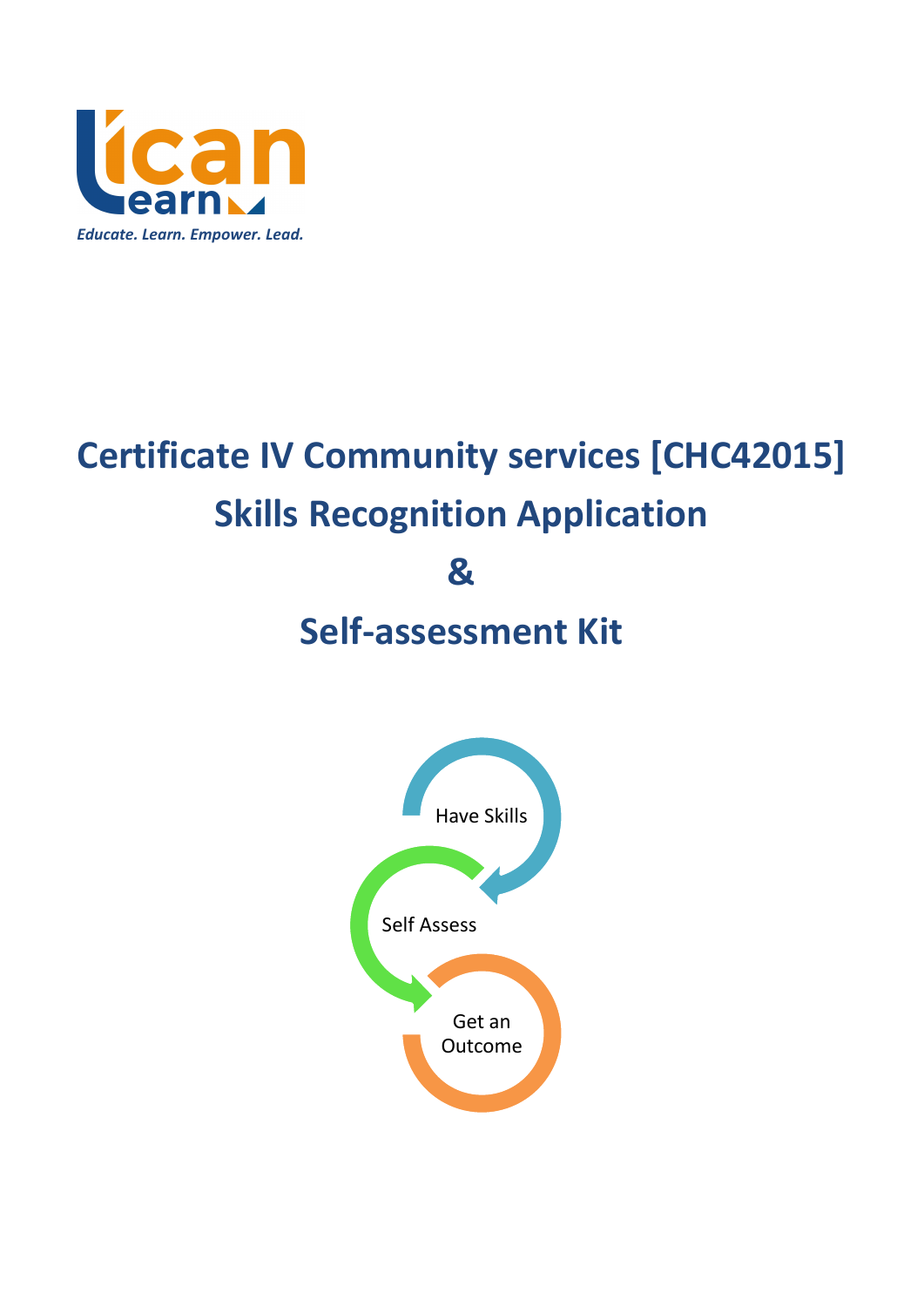icanlearn

*Educate. Learn. Empower. Lead.*

# Certificate IV Community services [CHC42015]

# Skills Recognition Application

# &

# Self-assessment Kit

Have Skills

Self Assess

Get an Outcome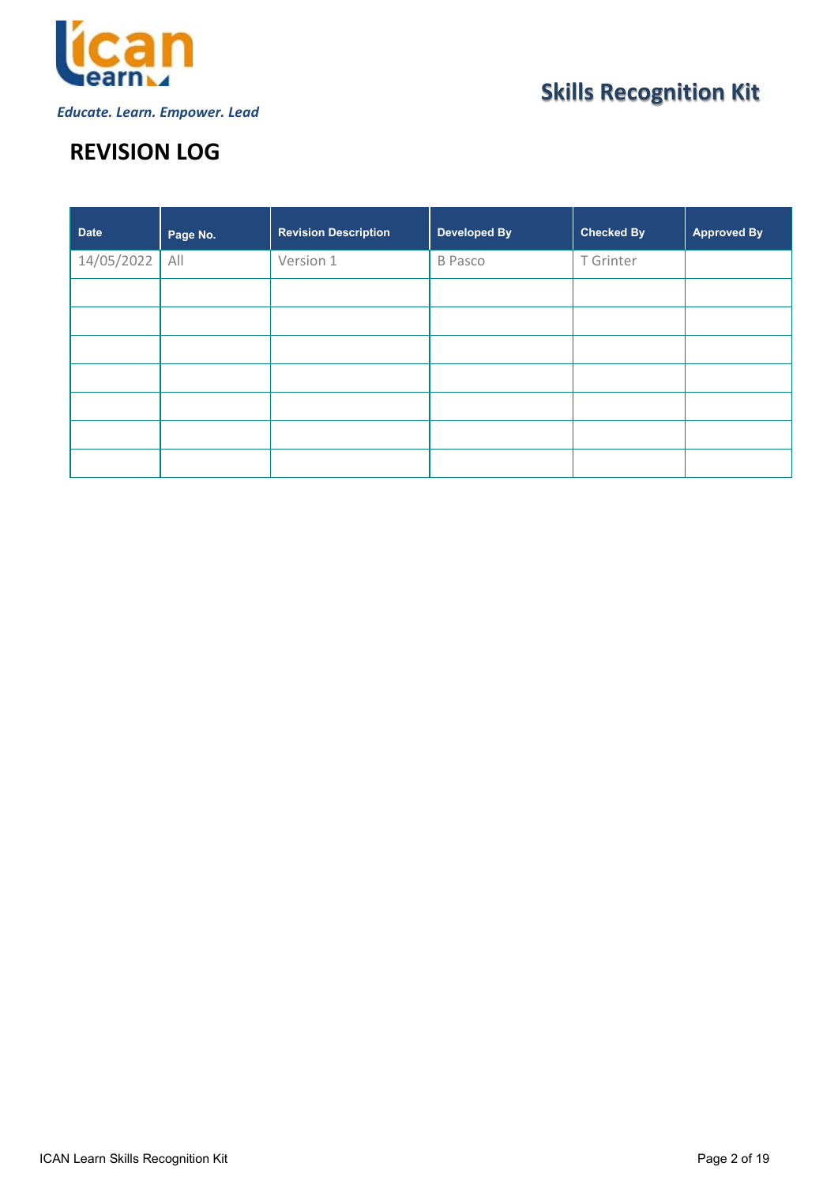# REVISION LOG

| Date | Page No. | Revision Description | Developed By | Checked By | Approved By |
|---|---|---|---|---|---|
| 14/05/2022 | All | Version 1 | B Pasco | T Grinter | |
| | | | | | |
| | | | | | |
| | | | | | |
| | | | | | |
| | | | | | |
| | | | | | |
| | | | | | |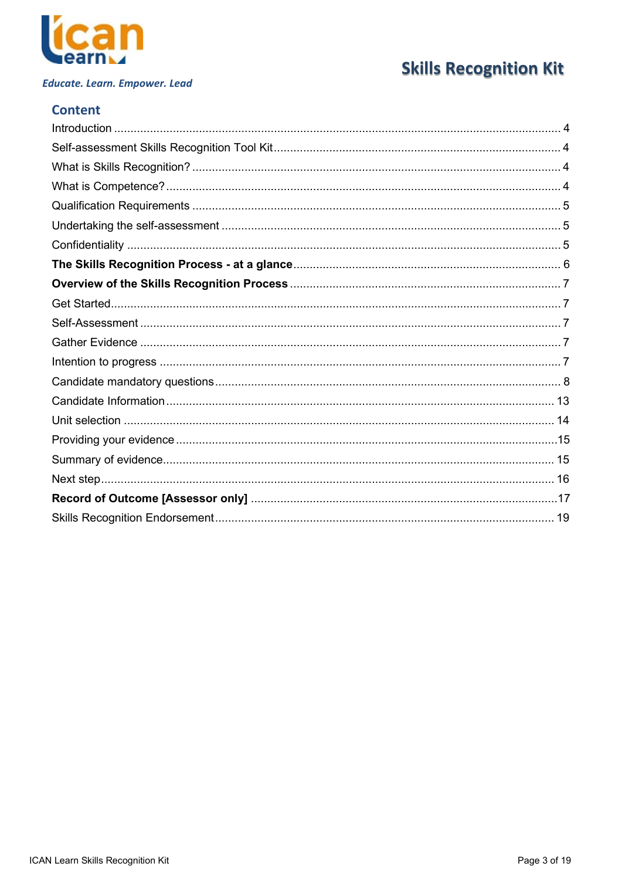Educate. Learn. Empower. Lead

# Skills Recognition Kit

## Content

| | |
|---|---|
| Introduction | 4 |
| Self-assessment Skills Recognition Tool Kit | 4 |
| What is Skills Recognition? | 4 |
| What is Competence? | 4 |
| Qualification Requirements | 5 |
| Undertaking the self-assessment | 5 |
| Confidentiality | 5 |
| **The Skills Recognition Process - at a glance** | 6 |
| **Overview of the Skills Recognition Process** | 7 |
| Get Started | 7 |
| Self-Assessment | 7 |
| Gather Evidence | 7 |
| Intention to progress | 7 |
| Candidate mandatory questions | 8 |
| Candidate Information | 13 |
| Unit selection | 14 |
| Providing your evidence | 15 |
| Summary of evidence | 15 |
| Next step | 16 |
| **Record of Outcome [Assessor only]** | 17 |
| Skills Recognition Endorsement | 19 |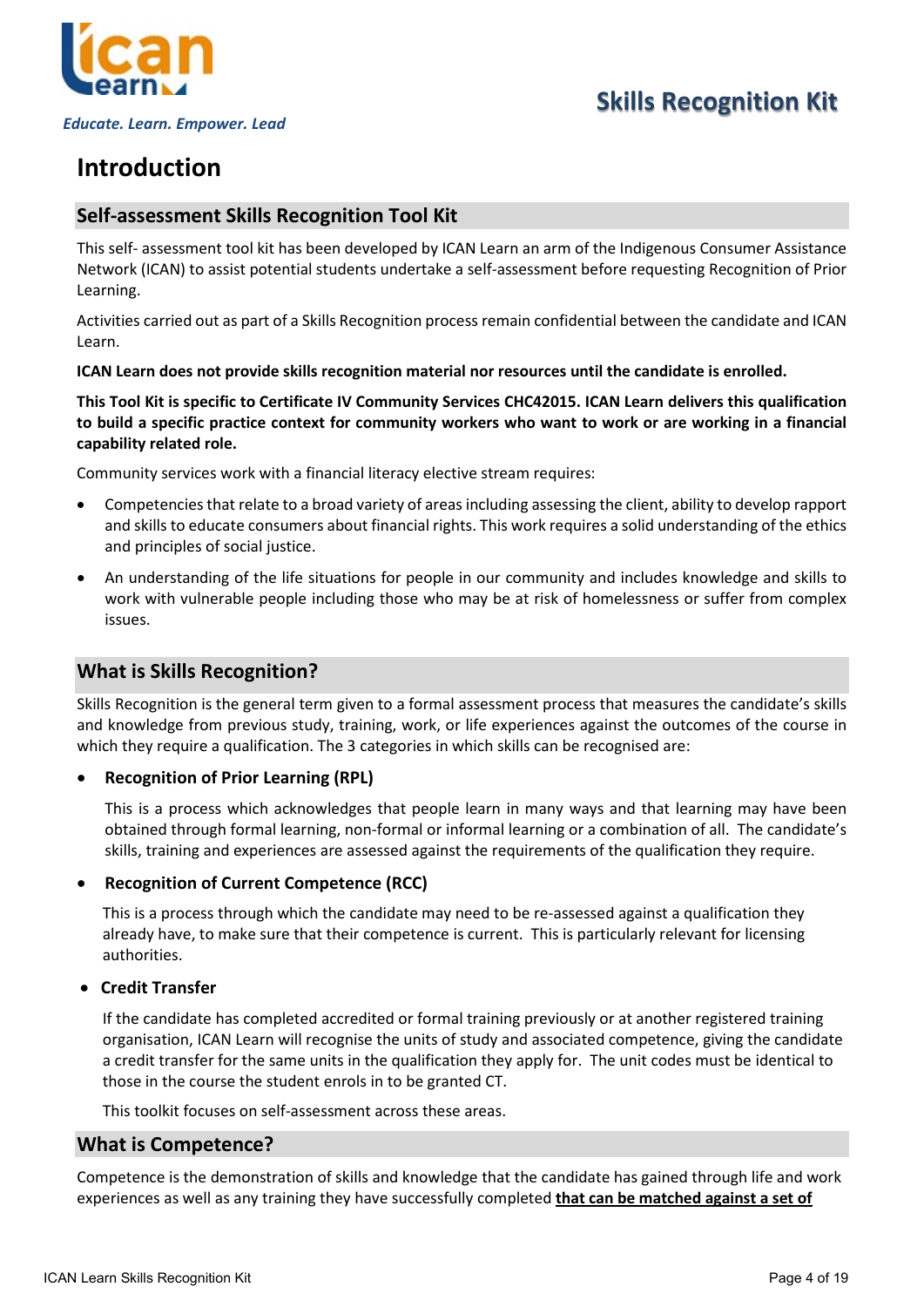Educate. Learn. Empower. Lead

# Skills Recognition Kit

# Introduction

## Self-assessment Skills Recognition Tool Kit

This self- assessment tool kit has been developed by ICAN Learn an arm of the Indigenous Consumer Assistance Network (ICAN) to assist potential students undertake a self-assessment before requesting Recognition of Prior Learning.

Activities carried out as part of a Skills Recognition process remain confidential between the candidate and ICAN Learn.

**ICAN Learn does not provide skills recognition material nor resources until the candidate is enrolled.**

**This Tool Kit is specific to Certificate IV Community Services CHC42015. ICAN Learn delivers this qualification to build a specific practice context for community workers who want to work or are working in a financial capability related role.**

Community services work with a financial literacy elective stream requires:

- Competencies that relate to a broad variety of areas including assessing the client, ability to develop rapport and skills to educate consumers about financial rights. This work requires a solid understanding of the ethics and principles of social justice.
- An understanding of the life situations for people in our community and includes knowledge and skills to work with vulnerable people including those who may be at risk of homelessness or suffer from complex issues.

## What is Skills Recognition?

Skills Recognition is the general term given to a formal assessment process that measures the candidate's skills and knowledge from previous study, training, work, or life experiences against the outcomes of the course in which they require a qualification. The 3 categories in which skills can be recognised are:

- **Recognition of Prior Learning (RPL)**

  This is a process which acknowledges that people learn in many ways and that learning may have been obtained through formal learning, non-formal or informal learning or a combination of all. The candidate's skills, training and experiences are assessed against the requirements of the qualification they require.

- **Recognition of Current Competence (RCC)**

  This is a process through which the candidate may need to be re-assessed against a qualification they already have, to make sure that their competence is current. This is particularly relevant for licensing authorities.

- **Credit Transfer**

  If the candidate has completed accredited or formal training previously or at another registered training organisation, ICAN Learn will recognise the units of study and associated competence, giving the candidate a credit transfer for the same units in the qualification they apply for. The unit codes must be identical to those in the course the student enrols in to be granted CT.

  This toolkit focuses on self-assessment across these areas.

## What is Competence?

Competence is the demonstration of skills and knowledge that the candidate has gained through life and work experiences as well as any training they have successfully completed **that can be matched against a set of**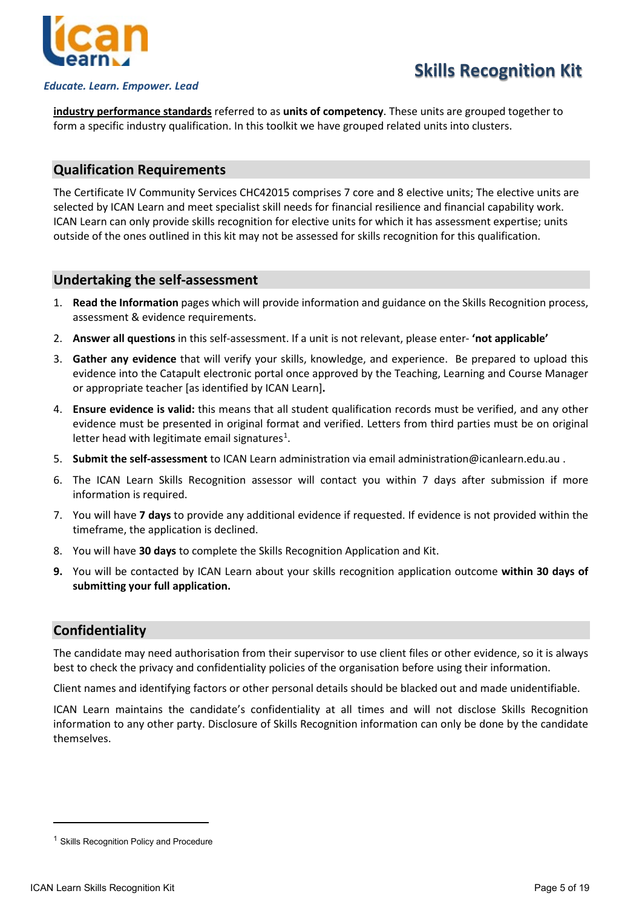**industry performance standards** referred to as **units of competency**. These units are grouped together to form a specific industry qualification. In this toolkit we have grouped related units into clusters.

## Qualification Requirements

The Certificate IV Community Services CHC42015 comprises 7 core and 8 elective units; The elective units are selected by ICAN Learn and meet specialist skill needs for financial resilience and financial capability work. ICAN Learn can only provide skills recognition for elective units for which it has assessment expertise; units outside of the ones outlined in this kit may not be assessed for skills recognition for this qualification.

## Undertaking the self-assessment

1. **Read the Information** pages which will provide information and guidance on the Skills Recognition process, assessment & evidence requirements.
2. **Answer all questions** in this self-assessment. If a unit is not relevant, please enter- **'not applicable'**
3. **Gather any evidence** that will verify your skills, knowledge, and experience. Be prepared to upload this evidence into the Catapult electronic portal once approved by the Teaching, Learning and Course Manager or appropriate teacher [as identified by ICAN Learn]**.**
4. **Ensure evidence is valid:** this means that all student qualification records must be verified, and any other evidence must be presented in original format and verified. Letters from third parties must be on original letter head with legitimate email signatures[1].
5. **Submit the self-assessment** to ICAN Learn administration via email administration@icanlearn.edu.au .
6. The ICAN Learn Skills Recognition assessor will contact you within 7 days after submission if more information is required.
7. You will have **7 days** to provide any additional evidence if requested. If evidence is not provided within the timeframe, the application is declined.
8. You will have **30 days** to complete the Skills Recognition Application and Kit.
9. You will be contacted by ICAN Learn about your skills recognition application outcome **within 30 days of submitting your full application.**

## Confidentiality

The candidate may need authorisation from their supervisor to use client files or other evidence, so it is always best to check the privacy and confidentiality policies of the organisation before using their information.

Client names and identifying factors or other personal details should be blacked out and made unidentifiable.

ICAN Learn maintains the candidate's confidentiality at all times and will not disclose Skills Recognition information to any other party. Disclosure of Skills Recognition information can only be done by the candidate themselves.

---

[1] Skills Recognition Policy and Procedure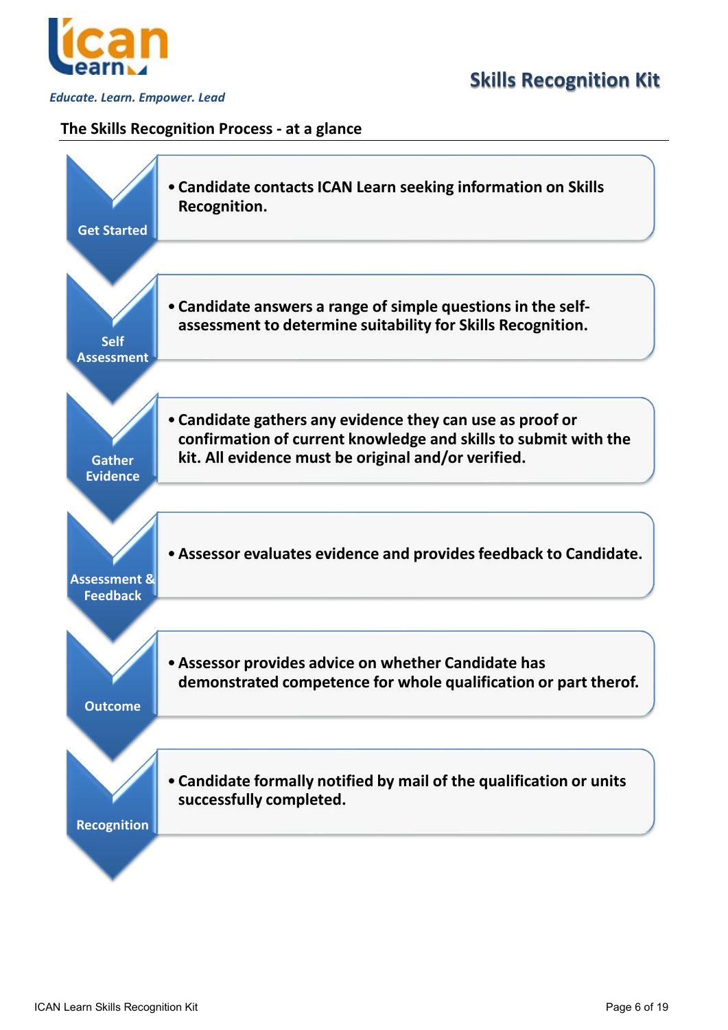## The Skills Recognition Process - at a glance

**Get Started**

- **Candidate contacts ICAN Learn seeking information on Skills Recognition.**

**Self Assessment**

- **Candidate answers a range of simple questions in the self-assessment to determine suitability for Skills Recognition.**

**Gather Evidence**

- **Candidate gathers any evidence they can use as proof or confirmation of current knowledge and skills to submit with the kit. All evidence must be original and/or verified.**

**Assessment & Feedback**

- **Assessor evaluates evidence and provides feedback to Candidate.**

**Outcome**

- **Assessor provides advice on whether Candidate has demonstrated competence for whole qualification or part therof.**

**Recognition**

- **Candidate formally notified by mail of the qualification or units successfully completed.**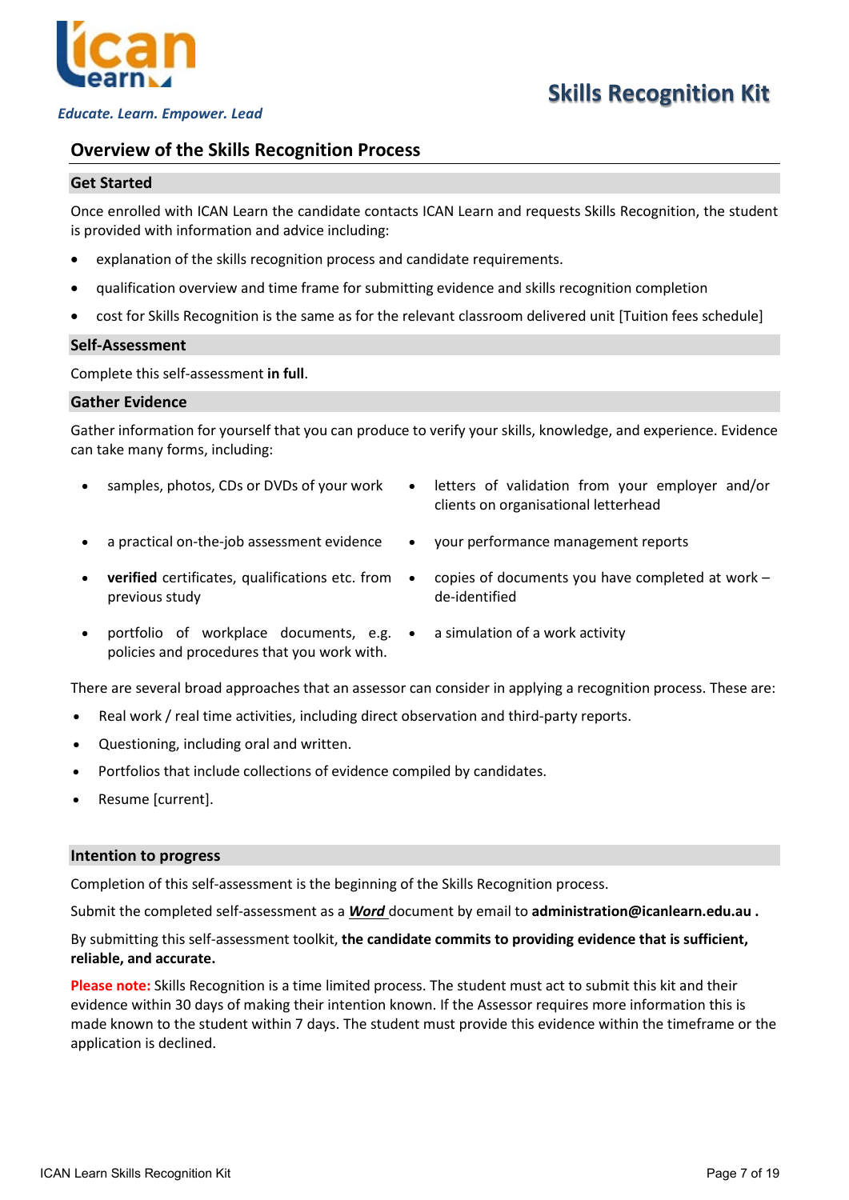## Overview of the Skills Recognition Process

### Get Started

Once enrolled with ICAN Learn the candidate contacts ICAN Learn and requests Skills Recognition, the student is provided with information and advice including:

- explanation of the skills recognition process and candidate requirements.
- qualification overview and time frame for submitting evidence and skills recognition completion
- cost for Skills Recognition is the same as for the relevant classroom delivered unit [Tuition fees schedule]

### Self-Assessment

Complete this self-assessment **in full**.

### Gather Evidence

Gather information for yourself that you can produce to verify your skills, knowledge, and experience. Evidence can take many forms, including:

- samples, photos, CDs or DVDs of your work
- letters of validation from your employer and/or clients on organisational letterhead
- a practical on-the-job assessment evidence
- your performance management reports
- **verified** certificates, qualifications etc. from previous study
- copies of documents you have completed at work – de-identified
- portfolio of workplace documents, e.g. policies and procedures that you work with.
- a simulation of a work activity

There are several broad approaches that an assessor can consider in applying a recognition process. These are:

- Real work / real time activities, including direct observation and third-party reports.
- Questioning, including oral and written.
- Portfolios that include collections of evidence compiled by candidates.
- Resume [current].

### Intention to progress

Completion of this self-assessment is the beginning of the Skills Recognition process.

Submit the completed self-assessment as a ***Word*** document by email to **administration@icanlearn.edu.au .**

By submitting this self-assessment toolkit, **the candidate commits to providing evidence that is sufficient, reliable, and accurate.**

**Please note:** Skills Recognition is a time limited process. The student must act to submit this kit and their evidence within 30 days of making their intention known. If the Assessor requires more information this is made known to the student within 7 days. The student must provide this evidence within the timeframe or the application is declined.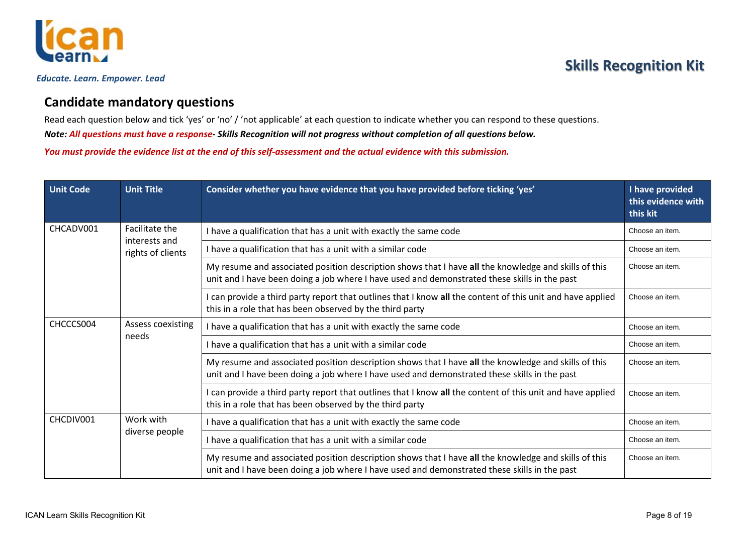## Candidate mandatory questions

Read each question below and tick 'yes' or 'no' / 'not applicable' at each question to indicate whether you can respond to these questions.

***Note:** All questions must have a response- Skills Recognition will not progress without completion of all questions below.*

***You must provide the evidence list at the end of this self-assessment and the actual evidence with this submission.***

| Unit Code | Unit Title | Consider whether you have evidence that you have provided before ticking 'yes' | I have provided this evidence with this kit |
|---|---|---|---|
| CHCADV001 | Facilitate the interests and rights of clients | I have a qualification that has a unit with exactly the same code | Choose an item. |
| | | I have a qualification that has a unit with a similar code | Choose an item. |
| | | My resume and associated position description shows that I have **all** the knowledge and skills of this unit and I have been doing a job where I have used and demonstrated these skills in the past | Choose an item. |
| | | I can provide a third party report that outlines that I know **all** the content of this unit and have applied this in a role that has been observed by the third party | Choose an item. |
| CHCCCS004 | Assess coexisting needs | I have a qualification that has a unit with exactly the same code | Choose an item. |
| | | I have a qualification that has a unit with a similar code | Choose an item. |
| | | My resume and associated position description shows that I have **all** the knowledge and skills of this unit and I have been doing a job where I have used and demonstrated these skills in the past | Choose an item. |
| | | I can provide a third party report that outlines that I know **all** the content of this unit and have applied this in a role that has been observed by the third party | Choose an item. |
| CHCDIV001 | Work with diverse people | I have a qualification that has a unit with exactly the same code | Choose an item. |
| | | I have a qualification that has a unit with a similar code | Choose an item. |
| | | My resume and associated position description shows that I have **all** the knowledge and skills of this unit and I have been doing a job where I have used and demonstrated these skills in the past | Choose an item. |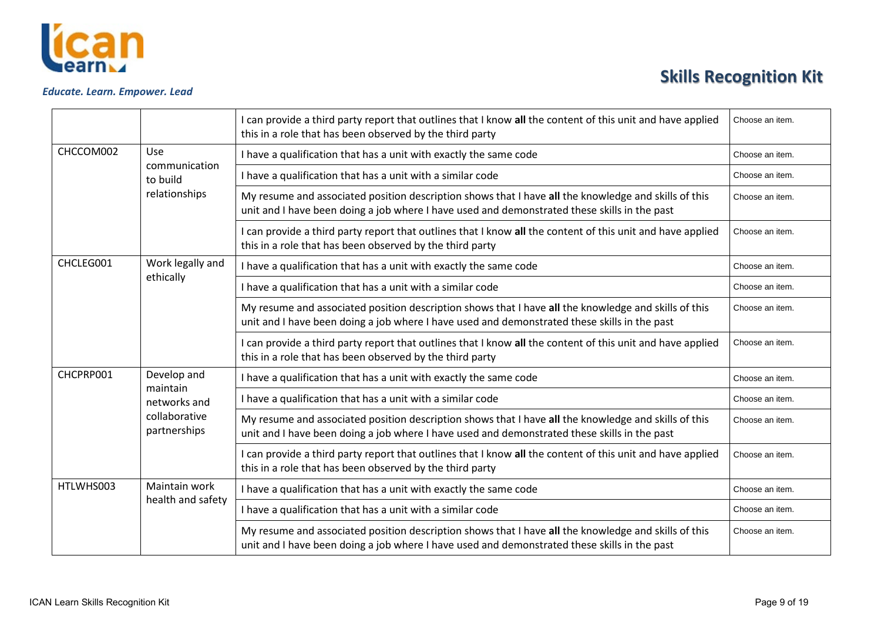| | | | |
|---|---|---|---|
| | | I can provide a third party report that outlines that I know **all** the content of this unit and have applied this in a role that has been observed by the third party | Choose an item. |
| CHCCOM002 | Use communication to build relationships | I have a qualification that has a unit with exactly the same code | Choose an item. |
| | | I have a qualification that has a unit with a similar code | Choose an item. |
| | | My resume and associated position description shows that I have **all** the knowledge and skills of this unit and I have been doing a job where I have used and demonstrated these skills in the past | Choose an item. |
| | | I can provide a third party report that outlines that I know **all** the content of this unit and have applied this in a role that has been observed by the third party | Choose an item. |
| CHCLEG001 | Work legally and ethically | I have a qualification that has a unit with exactly the same code | Choose an item. |
| | | I have a qualification that has a unit with a similar code | Choose an item. |
| | | My resume and associated position description shows that I have **all** the knowledge and skills of this unit and I have been doing a job where I have used and demonstrated these skills in the past | Choose an item. |
| | | I can provide a third party report that outlines that I know **all** the content of this unit and have applied this in a role that has been observed by the third party | Choose an item. |
| CHCPRP001 | Develop and maintain networks and collaborative partnerships | I have a qualification that has a unit with exactly the same code | Choose an item. |
| | | I have a qualification that has a unit with a similar code | Choose an item. |
| | | My resume and associated position description shows that I have **all** the knowledge and skills of this unit and I have been doing a job where I have used and demonstrated these skills in the past | Choose an item. |
| | | I can provide a third party report that outlines that I know **all** the content of this unit and have applied this in a role that has been observed by the third party | Choose an item. |
| HTLWHS003 | Maintain work health and safety | I have a qualification that has a unit with exactly the same code | Choose an item. |
| | | I have a qualification that has a unit with a similar code | Choose an item. |
| | | My resume and associated position description shows that I have **all** the knowledge and skills of this unit and I have been doing a job where I have used and demonstrated these skills in the past | Choose an item. |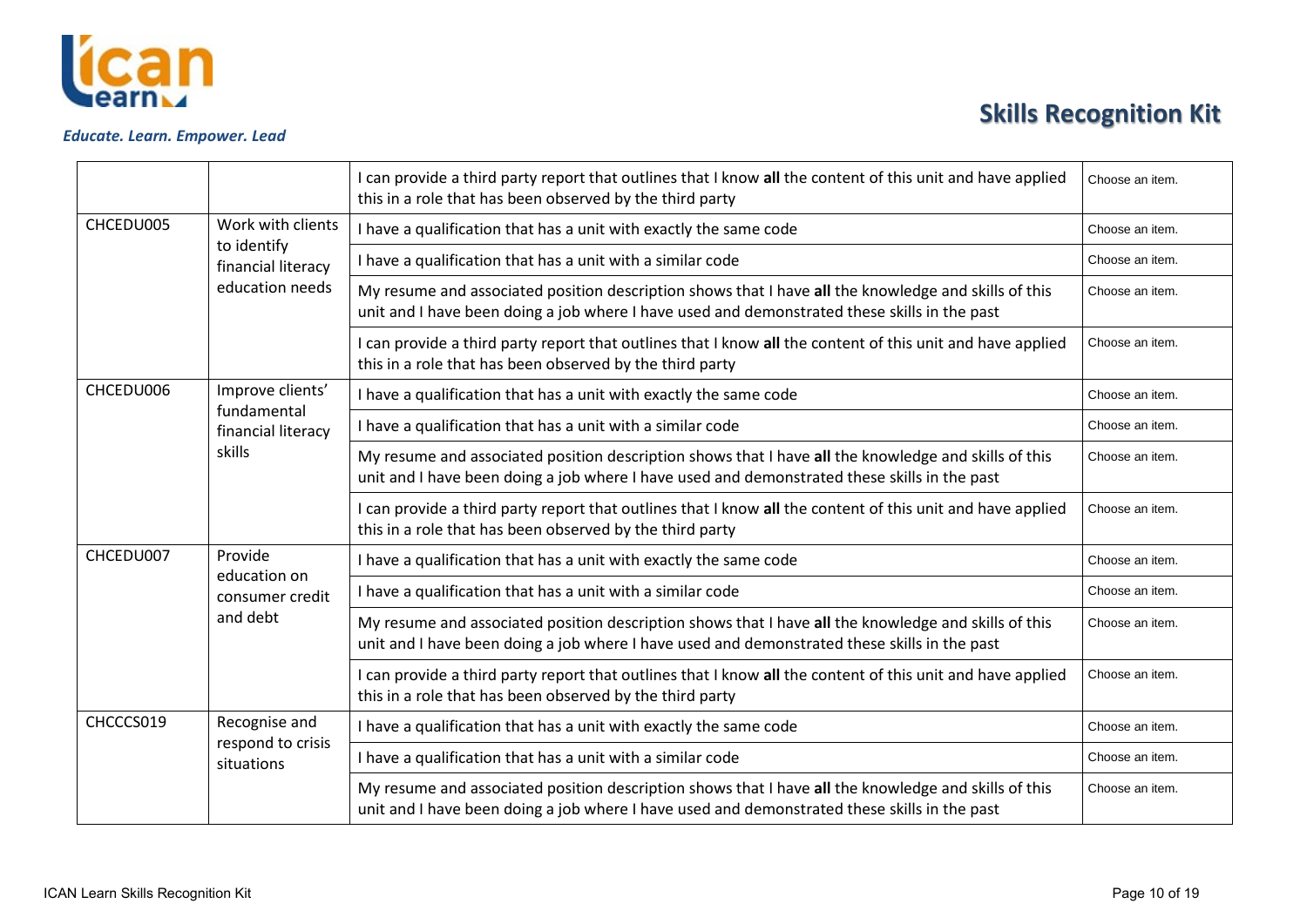| | | | |
|---|---|---|---|
| | | I can provide a third party report that outlines that I know **all** the content of this unit and have applied this in a role that has been observed by the third party | Choose an item. |
| CHCEDU005 | Work with clients to identify financial literacy education needs | I have a qualification that has a unit with exactly the same code | Choose an item. |
| | | I have a qualification that has a unit with a similar code | Choose an item. |
| | | My resume and associated position description shows that I have **all** the knowledge and skills of this unit and I have been doing a job where I have used and demonstrated these skills in the past | Choose an item. |
| | | I can provide a third party report that outlines that I know **all** the content of this unit and have applied this in a role that has been observed by the third party | Choose an item. |
| CHCEDU006 | Improve clients' fundamental financial literacy skills | I have a qualification that has a unit with exactly the same code | Choose an item. |
| | | I have a qualification that has a unit with a similar code | Choose an item. |
| | | My resume and associated position description shows that I have **all** the knowledge and skills of this unit and I have been doing a job where I have used and demonstrated these skills in the past | Choose an item. |
| | | I can provide a third party report that outlines that I know **all** the content of this unit and have applied this in a role that has been observed by the third party | Choose an item. |
| CHCEDU007 | Provide education on consumer credit and debt | I have a qualification that has a unit with exactly the same code | Choose an item. |
| | | I have a qualification that has a unit with a similar code | Choose an item. |
| | | My resume and associated position description shows that I have **all** the knowledge and skills of this unit and I have been doing a job where I have used and demonstrated these skills in the past | Choose an item. |
| | | I can provide a third party report that outlines that I know **all** the content of this unit and have applied this in a role that has been observed by the third party | Choose an item. |
| CHCCCS019 | Recognise and respond to crisis situations | I have a qualification that has a unit with exactly the same code | Choose an item. |
| | | I have a qualification that has a unit with a similar code | Choose an item. |
| | | My resume and associated position description shows that I have **all** the knowledge and skills of this unit and I have been doing a job where I have used and demonstrated these skills in the past | Choose an item. |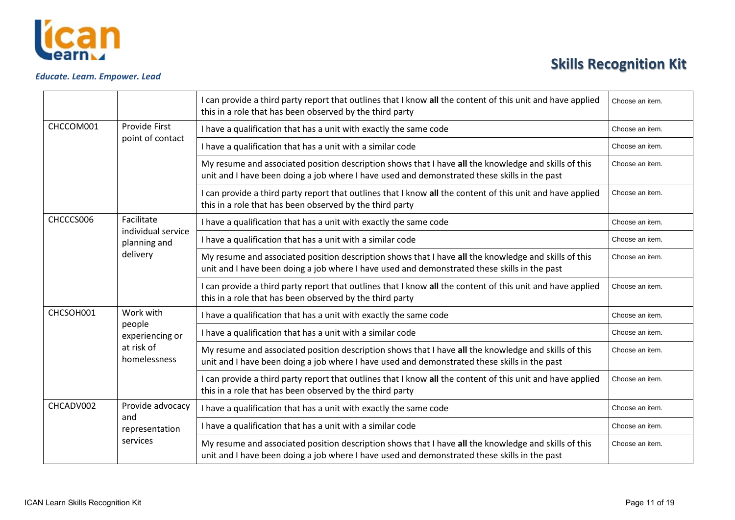| | | | |
|---|---|---|---|
| | | I can provide a third party report that outlines that I know **all** the content of this unit and have applied this in a role that has been observed by the third party | Choose an item. |
| CHCCOM001 | Provide First point of contact | I have a qualification that has a unit with exactly the same code | Choose an item. |
| | | I have a qualification that has a unit with a similar code | Choose an item. |
| | | My resume and associated position description shows that I have **all** the knowledge and skills of this unit and I have been doing a job where I have used and demonstrated these skills in the past | Choose an item. |
| | | I can provide a third party report that outlines that I know **all** the content of this unit and have applied this in a role that has been observed by the third party | Choose an item. |
| CHCCCS006 | Facilitate individual service planning and delivery | I have a qualification that has a unit with exactly the same code | Choose an item. |
| | | I have a qualification that has a unit with a similar code | Choose an item. |
| | | My resume and associated position description shows that I have **all** the knowledge and skills of this unit and I have been doing a job where I have used and demonstrated these skills in the past | Choose an item. |
| | | I can provide a third party report that outlines that I know **all** the content of this unit and have applied this in a role that has been observed by the third party | Choose an item. |
| CHCSOH001 | Work with people experiencing or at risk of homelessness | I have a qualification that has a unit with exactly the same code | Choose an item. |
| | | I have a qualification that has a unit with a similar code | Choose an item. |
| | | My resume and associated position description shows that I have **all** the knowledge and skills of this unit and I have been doing a job where I have used and demonstrated these skills in the past | Choose an item. |
| | | I can provide a third party report that outlines that I know **all** the content of this unit and have applied this in a role that has been observed by the third party | Choose an item. |
| CHCADV002 | Provide advocacy and representation services | I have a qualification that has a unit with exactly the same code | Choose an item. |
| | | I have a qualification that has a unit with a similar code | Choose an item. |
| | | My resume and associated position description shows that I have **all** the knowledge and skills of this unit and I have been doing a job where I have used and demonstrated these skills in the past | Choose an item. |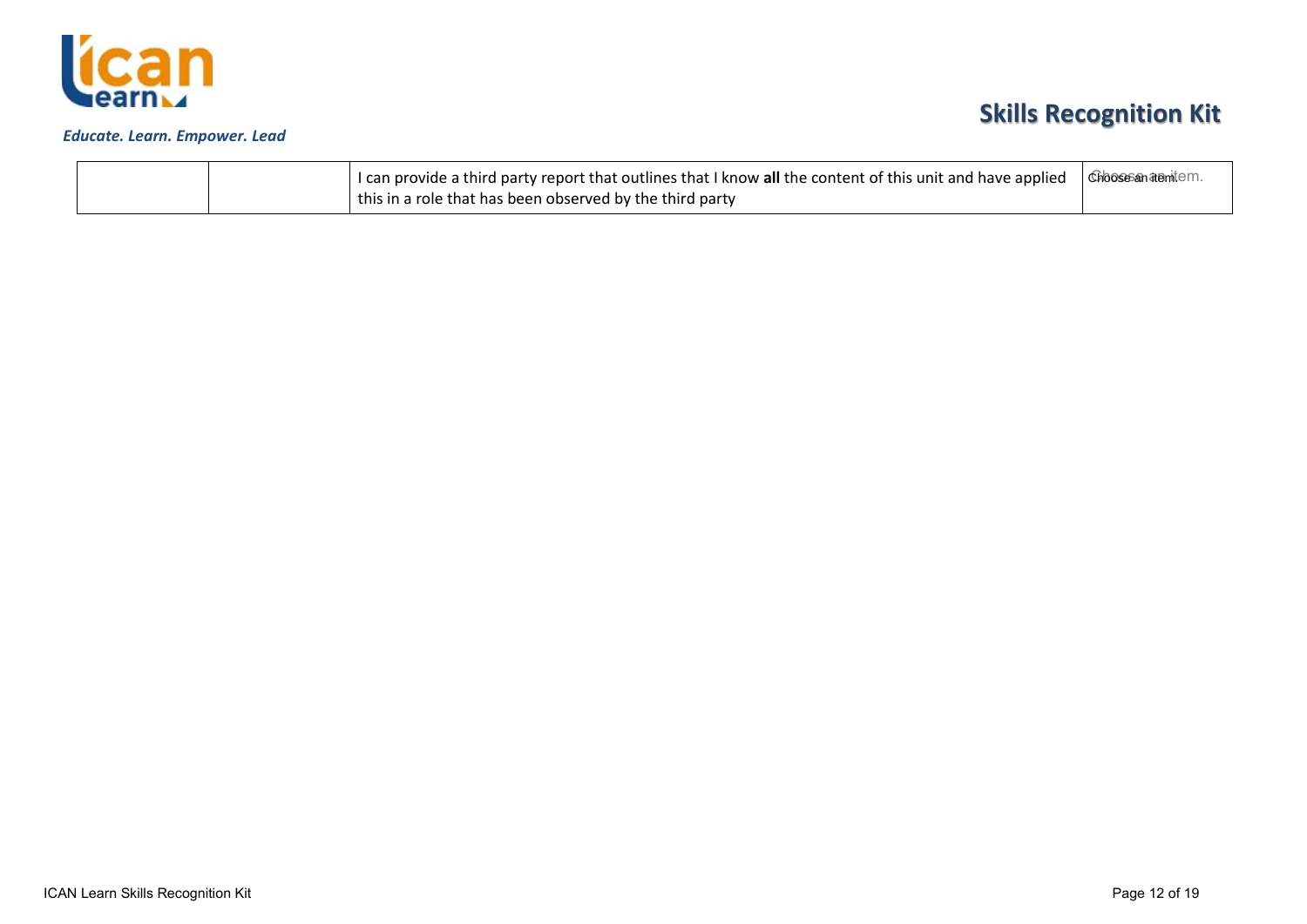|  |  |  |  |
|---|---|---|---|
|  |  | I can provide a third party report that outlines that I know **all** the content of this unit and have applied this in a role that has been observed by the third party | Choose an item. |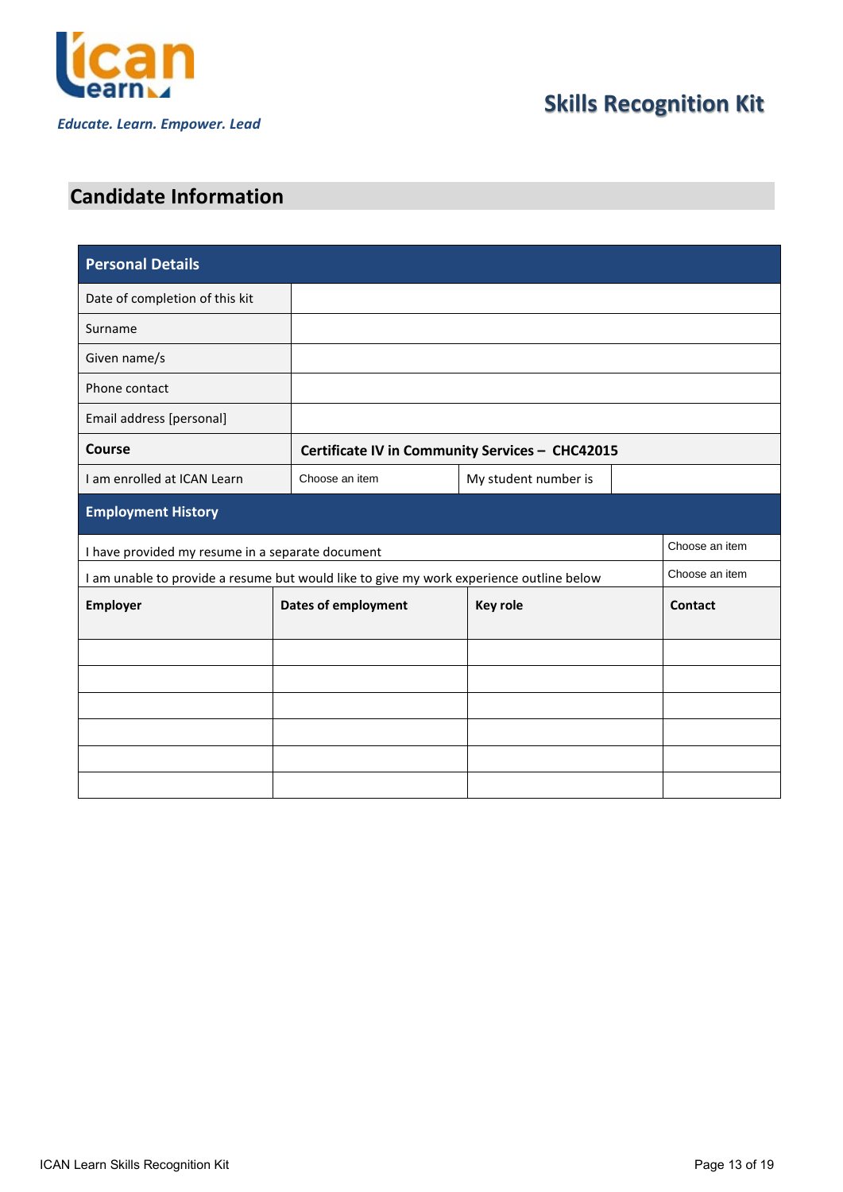Educate. Learn. Empower. Lead

# Skills Recognition Kit

## Candidate Information

| Personal Details | | | |
|---|---|---|---|
| Date of completion of this kit | | | |
| Surname | | | |
| Given name/s | | | |
| Phone contact | | | |
| Email address [personal] | | | |
| **Course** | **Certificate IV in Community Services – CHC42015** | | |
| I am enrolled at ICAN Learn | Choose an item | My student number is | |

| Employment History | | | |
|---|---|---|---|
| I have provided my resume in a separate document | | | Choose an item |
| I am unable to provide a resume but would like to give my work experience outline below | | | Choose an item |
| **Employer** | **Dates of employment** | **Key role** | **Contact** |
| | | | |
| | | | |
| | | | |
| | | | |
| | | | |
| | | | |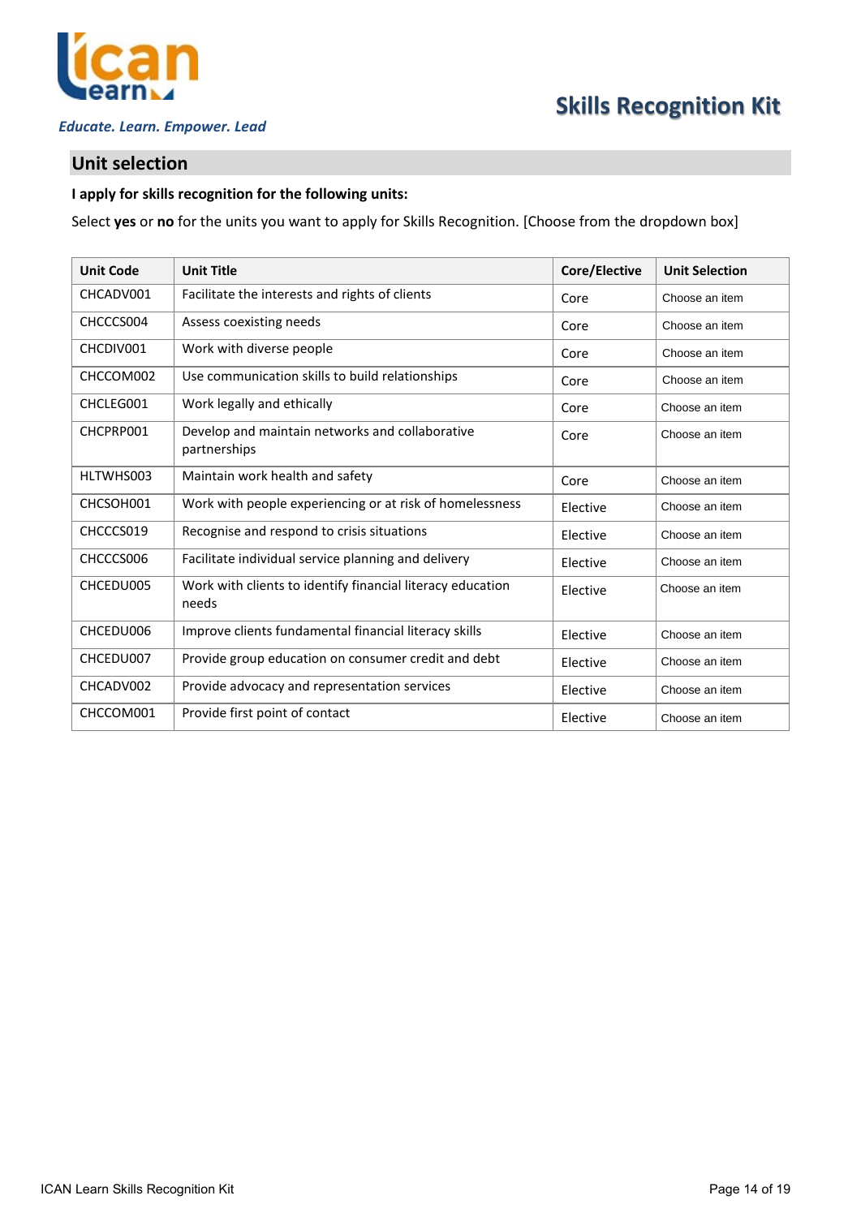## Unit selection

**I apply for skills recognition for the following units:**

Select **yes** or **no** for the units you want to apply for Skills Recognition. [Choose from the dropdown box]

| Unit Code | Unit Title | Core/Elective | Unit Selection |
|---|---|---|---|
| CHCADV001 | Facilitate the interests and rights of clients | Core | Choose an item |
| CHCCCS004 | Assess coexisting needs | Core | Choose an item |
| CHCDIV001 | Work with diverse people | Core | Choose an item |
| CHCCOM002 | Use communication skills to build relationships | Core | Choose an item |
| CHCLEG001 | Work legally and ethically | Core | Choose an item |
| CHCPRP001 | Develop and maintain networks and collaborative partnerships | Core | Choose an item |
| HLTWHS003 | Maintain work health and safety | Core | Choose an item |
| CHCSOH001 | Work with people experiencing or at risk of homelessness | Elective | Choose an item |
| CHCCCS019 | Recognise and respond to crisis situations | Elective | Choose an item |
| CHCCCS006 | Facilitate individual service planning and delivery | Elective | Choose an item |
| CHCEDU005 | Work with clients to identify financial literacy education needs | Elective | Choose an item |
| CHCEDU006 | Improve clients fundamental financial literacy skills | Elective | Choose an item |
| CHCEDU007 | Provide group education on consumer credit and debt | Elective | Choose an item |
| CHCADV002 | Provide advocacy and representation services | Elective | Choose an item |
| CHCCOM001 | Provide first point of contact | Elective | Choose an item |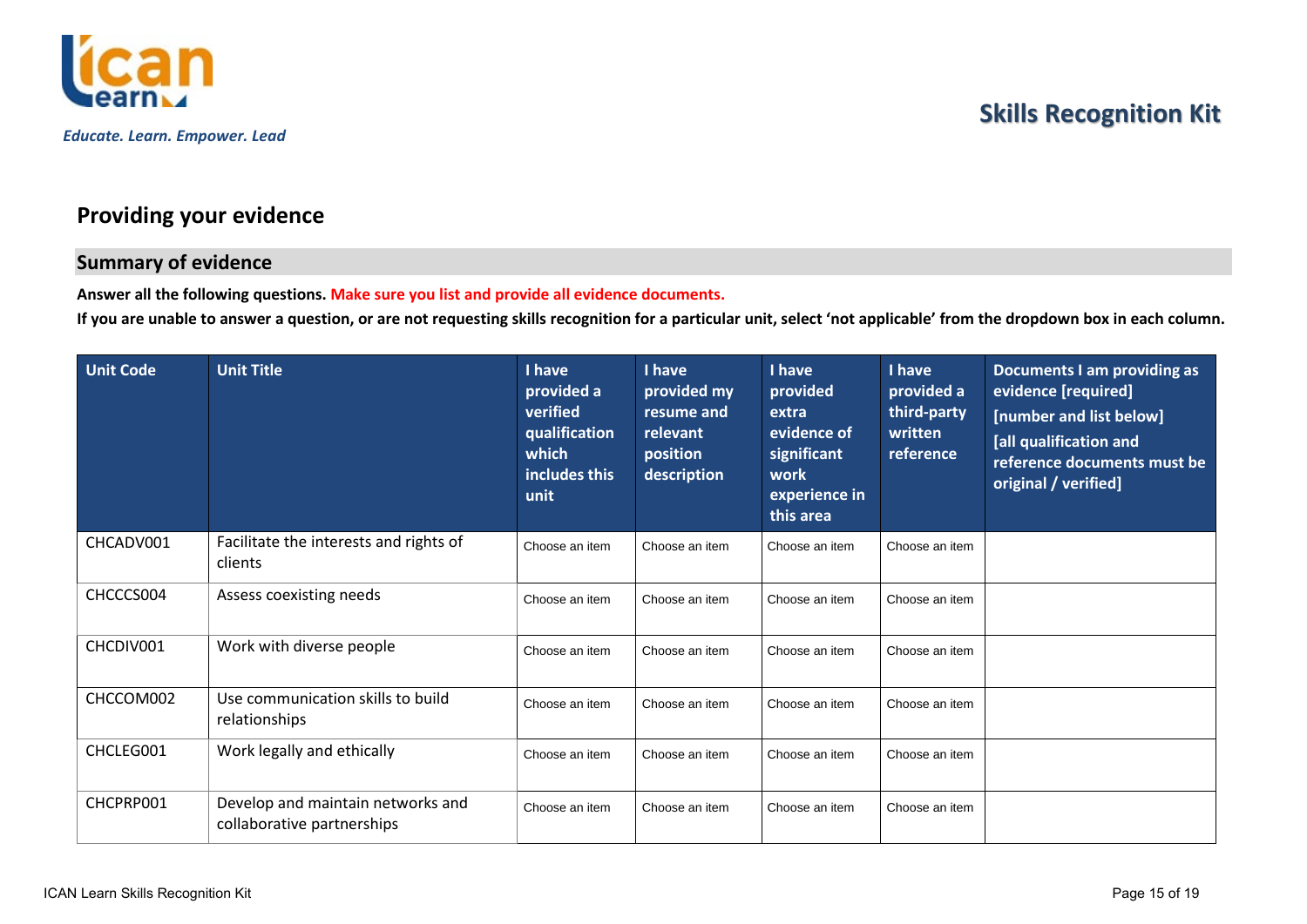Educate. Learn. Empower. Lead

# Skills Recognition Kit

## Providing your evidence

### Summary of evidence

**Answer all the following questions. Make sure you list and provide all evidence documents.**

**If you are unable to answer a question, or are not requesting skills recognition for a particular unit, select 'not applicable' from the dropdown box in each column.**

| Unit Code | Unit Title | I have provided a verified qualification which includes this unit | I have provided my resume and relevant position description | I have provided extra evidence of significant work experience in this area | I have provided a third-party written reference | Documents I am providing as evidence [required] [number and list below] [all qualification and reference documents must be original / verified] |
|---|---|---|---|---|---|---|
| CHCADV001 | Facilitate the interests and rights of clients | Choose an item | Choose an item | Choose an item | Choose an item | |
| CHCCCS004 | Assess coexisting needs | Choose an item | Choose an item | Choose an item | Choose an item | |
| CHCDIV001 | Work with diverse people | Choose an item | Choose an item | Choose an item | Choose an item | |
| CHCCOM002 | Use communication skills to build relationships | Choose an item | Choose an item | Choose an item | Choose an item | |
| CHCLEG001 | Work legally and ethically | Choose an item | Choose an item | Choose an item | Choose an item | |
| CHCPRP001 | Develop and maintain networks and collaborative partnerships | Choose an item | Choose an item | Choose an item | Choose an item | |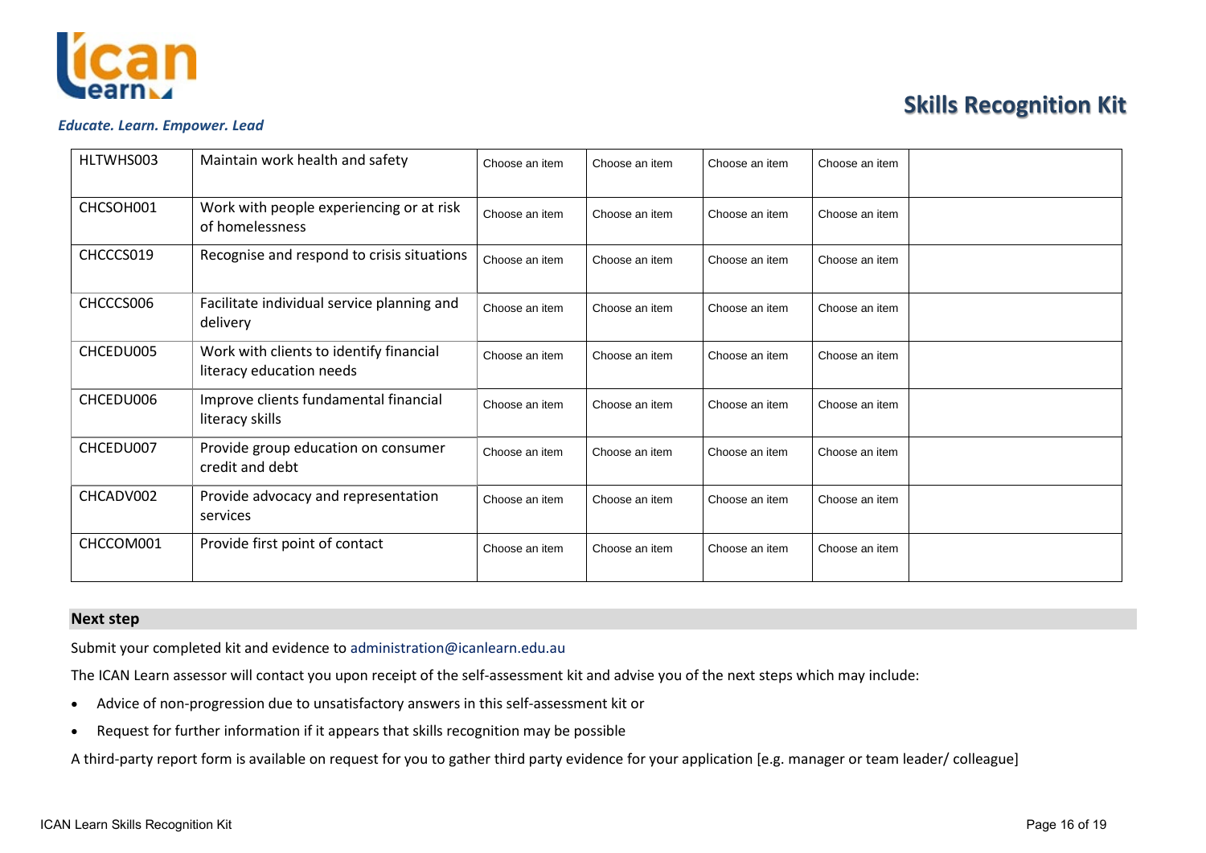| | | | | | | |
|---|---|---|---|---|---|---|
| HLTWHS003 | Maintain work health and safety | Choose an item | Choose an item | Choose an item | Choose an item | |
| CHCSOH001 | Work with people experiencing or at risk of homelessness | Choose an item | Choose an item | Choose an item | Choose an item | |
| CHCCCS019 | Recognise and respond to crisis situations | Choose an item | Choose an item | Choose an item | Choose an item | |
| CHCCCS006 | Facilitate individual service planning and delivery | Choose an item | Choose an item | Choose an item | Choose an item | |
| CHCEDU005 | Work with clients to identify financial literacy education needs | Choose an item | Choose an item | Choose an item | Choose an item | |
| CHCEDU006 | Improve clients fundamental financial literacy skills | Choose an item | Choose an item | Choose an item | Choose an item | |
| CHCEDU007 | Provide group education on consumer credit and debt | Choose an item | Choose an item | Choose an item | Choose an item | |
| CHCADV002 | Provide advocacy and representation services | Choose an item | Choose an item | Choose an item | Choose an item | |
| CHCCOM001 | Provide first point of contact | Choose an item | Choose an item | Choose an item | Choose an item | |

## Next step

Submit your completed kit and evidence to administration@icanlearn.edu.au

The ICAN Learn assessor will contact you upon receipt of the self-assessment kit and advise you of the next steps which may include:

- Advice of non-progression due to unsatisfactory answers in this self-assessment kit or
- Request for further information if it appears that skills recognition may be possible

A third-party report form is available on request for you to gather third party evidence for your application [e.g. manager or team leader/ colleague]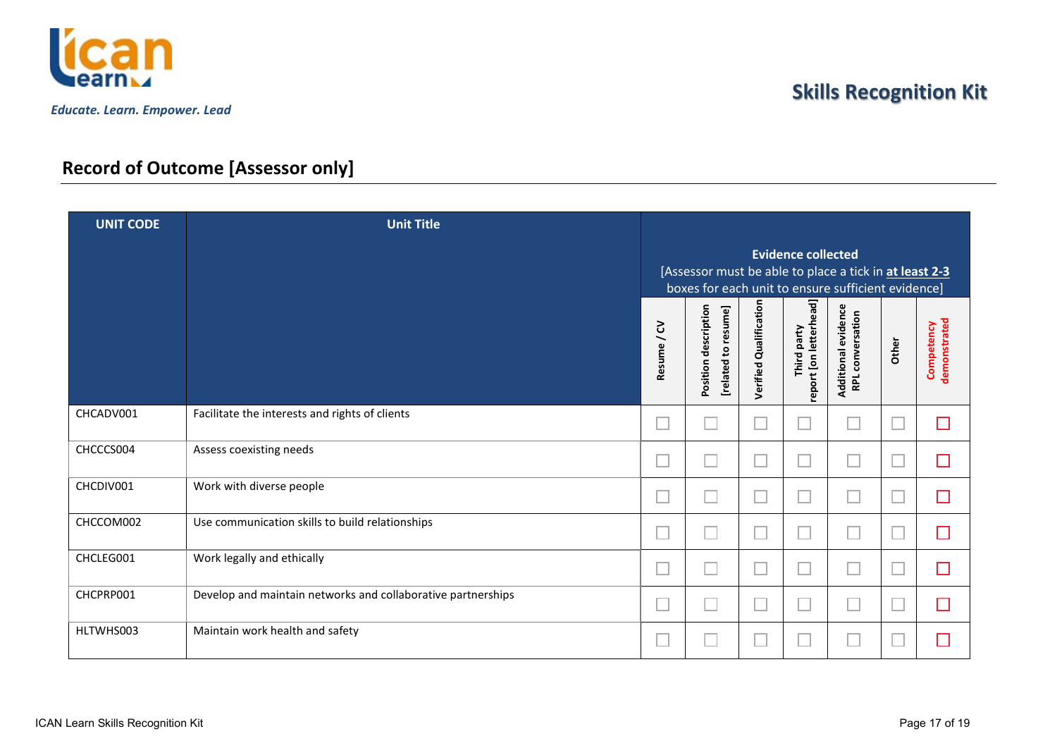## Record of Outcome [Assessor only]

| UNIT CODE | Unit Title | Evidence collected [Assessor must be able to place a tick in **at least 2-3** boxes for each unit to ensure sufficient evidence] | | | | | | |
|---|---|---|---|---|---|---|---|---|
| | | Resume / CV | Position description [related to resume] | Verified Qualification | Third party report [on letterhead] | Additional evidence RPL conversation | Other | Competency demonstrated |
| CHCADV001 | Facilitate the interests and rights of clients | ☐ | ☐ | ☐ | ☐ | ☐ | ☐ | ☐ |
| CHCCCS004 | Assess coexisting needs | ☐ | ☐ | ☐ | ☐ | ☐ | ☐ | ☐ |
| CHCDIV001 | Work with diverse people | ☐ | ☐ | ☐ | ☐ | ☐ | ☐ | ☐ |
| CHCCOM002 | Use communication skills to build relationships | ☐ | ☐ | ☐ | ☐ | ☐ | ☐ | ☐ |
| CHCLEG001 | Work legally and ethically | ☐ | ☐ | ☐ | ☐ | ☐ | ☐ | ☐ |
| CHCPRP001 | Develop and maintain networks and collaborative partnerships | ☐ | ☐ | ☐ | ☐ | ☐ | ☐ | ☐ |
| HLTWHS003 | Maintain work health and safety | ☐ | ☐ | ☐ | ☐ | ☐ | ☐ | ☐ |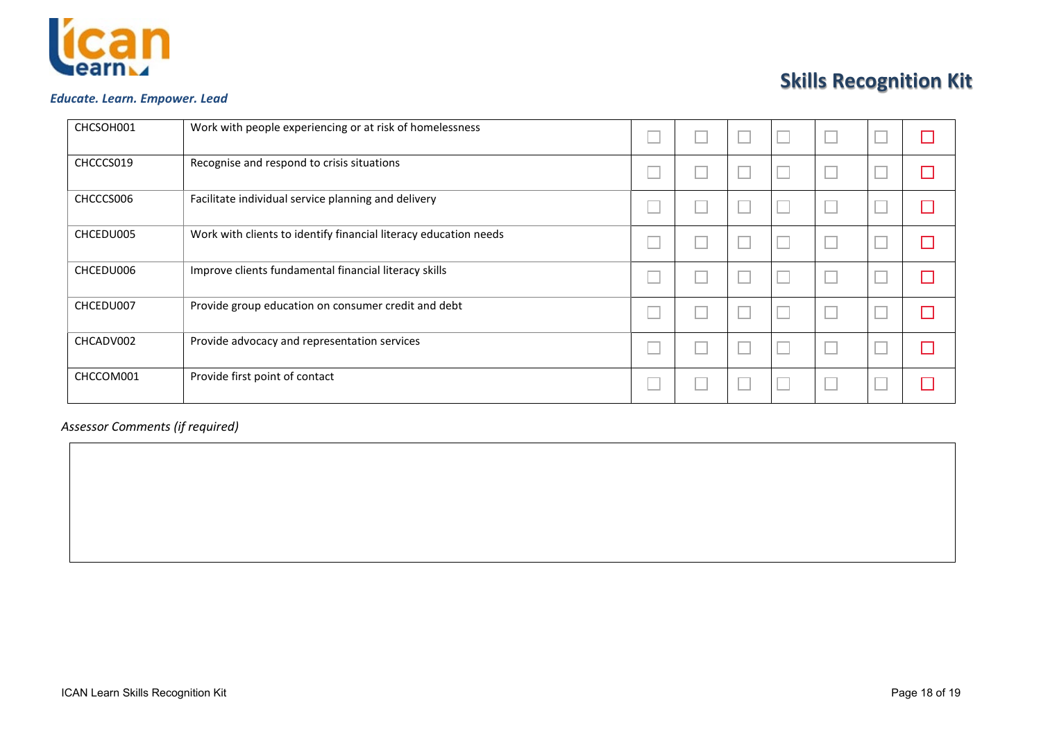| | | | | | | | | |
|---|---|---|---|---|---|---|---|---|
| CHCSOH001 | Work with people experiencing or at risk of homelessness | ☐ | ☐ | ☐ | ☐ | ☐ | ☐ | ☐ |
| CHCCCS019 | Recognise and respond to crisis situations | ☐ | ☐ | ☐ | ☐ | ☐ | ☐ | ☐ |
| CHCCCS006 | Facilitate individual service planning and delivery | ☐ | ☐ | ☐ | ☐ | ☐ | ☐ | ☐ |
| CHCEDU005 | Work with clients to identify financial literacy education needs | ☐ | ☐ | ☐ | ☐ | ☐ | ☐ | ☐ |
| CHCEDU006 | Improve clients fundamental financial literacy skills | ☐ | ☐ | ☐ | ☐ | ☐ | ☐ | ☐ |
| CHCEDU007 | Provide group education on consumer credit and debt | ☐ | ☐ | ☐ | ☐ | ☐ | ☐ | ☐ |
| CHCADV002 | Provide advocacy and representation services | ☐ | ☐ | ☐ | ☐ | ☐ | ☐ | ☐ |
| CHCCOM001 | Provide first point of contact | ☐ | ☐ | ☐ | ☐ | ☐ | ☐ | ☐ |

*Assessor Comments (if required)*

| |
|---|
| |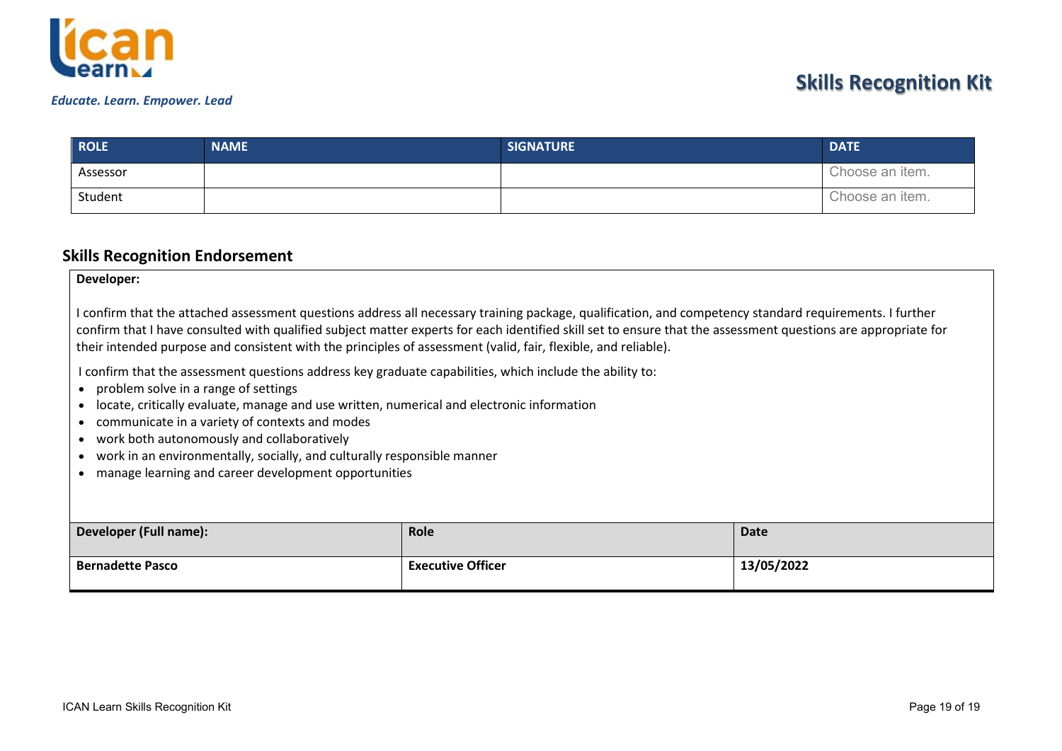*Educate. Learn. Empower. Lead*

# Skills Recognition Kit

| ROLE | NAME | SIGNATURE | DATE |
|---|---|---|---|
| Assessor | | | Choose an item. |
| Student | | | Choose an item. |

## Skills Recognition Endorsement

**Developer:**

I confirm that the attached assessment questions address all necessary training package, qualification, and competency standard requirements. I further confirm that I have consulted with qualified subject matter experts for each identified skill set to ensure that the assessment questions are appropriate for their intended purpose and consistent with the principles of assessment (valid, fair, flexible, and reliable).

I confirm that the assessment questions address key graduate capabilities, which include the ability to:

- problem solve in a range of settings
- locate, critically evaluate, manage and use written, numerical and electronic information
- communicate in a variety of contexts and modes
- work both autonomously and collaboratively
- work in an environmentally, socially, and culturally responsible manner
- manage learning and career development opportunities

| Developer (Full name): | Role | Date |
|---|---|---|
| **Bernadette Pasco** | **Executive Officer** | **13/05/2022** |